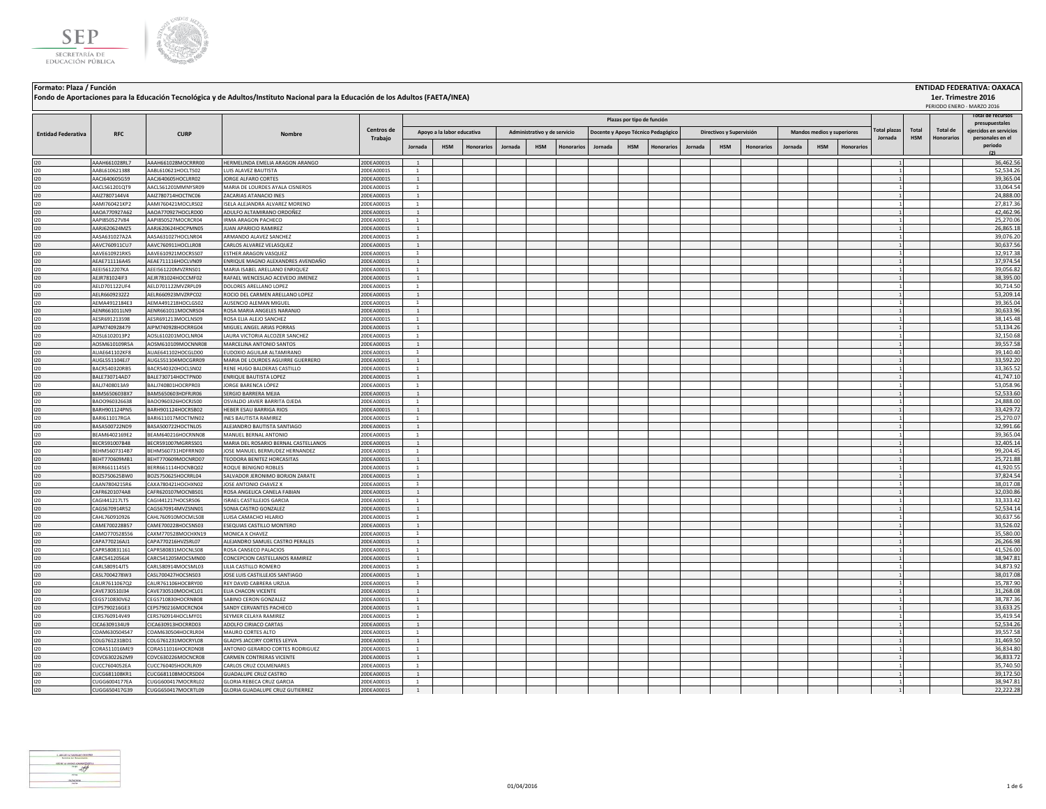**Formato: Plaza / Función**

**Fondo de Aportaciones para la Educación Tecnológica y de Adultos/Instituto Nacional para la Educación de los Adultos (FAETA/INEA)**

**ENTIDAD FEDERATIVA: OAXACA**

**1er. Trimestre 2016**

PERIODO ENERO - MARZO 2016

| Entidad Federativa | RFC | CURP | Nombre | Centros de Trabajo | Plazas por tipo de función | | | | | | | | | | | | | | | Total plazas Jornada | Total HSM | Total de Honorarios | Total de recursos presupuestales ejercidos en servicios personales en el periodo (2) |
|---|---|---|---|---|---|---|---|---|---|---|---|---|---|---|---|---|---|---|---|---|---|---|---|
| | | | | | Apoyo a la labor educativa | | | Administrativo y de servicio | | | Docente y Apoyo Técnico Pedagógico | | | Directivos y Supervisión | | | Mandos medios y superiores | | | | | | |
| | | | | | Jornada | HSM | Honorarios | Jornada | HSM | Honorarios | Jornada | HSM | Honorarios | Jornada | HSM | Honorarios | Jornada | HSM | Honorarios | | | | |
| I20 | AAAH661028RL7 | AAAH661028MOCRRR00 | HERMELINDA EMELIA ARAGON ARANGO | 20DEA0001S | 1 | | | | | | | | | | | | | | | 1 | | | 36,462.56 |
| I20 | AABL610621388 | AABL610621HOCLTS02 | LUIS ALAVEZ BAUTISTA | 20DEA0001S | 1 | | | | | | | | | | | | | | | 1 | | | 52,534.26 |
| I20 | AACJ640605G59 | AACJ640605HOCLRR02 | JORGE ALFARO CORTES | 20DEA0001S | 1 | | | | | | | | | | | | | | | 1 | | | 39,365.04 |
| I20 | AACL561201QT9 | AACL561201MMNYSR09 | MARIA DE LOURDES AYALA CISNEROS | 20DEA0001S | 1 | | | | | | | | | | | | | | | 1 | | | 33,064.54 |
| I20 | AAIZ7807144V4 | AAIZ780714HOCTNC06 | ZACARIAS ATANACIO INES | 20DEA0001S | 1 | | | | | | | | | | | | | | | 1 | | | 24,888.00 |
| I20 | AAMI760421KP2 | AAMI760421MOCLRS02 | ISELA ALEJANDRA ALVAREZ MORENO | 20DEA0001S | 1 | | | | | | | | | | | | | | | 1 | | | 27,817.36 |
| I20 | AAOA770927A62 | AAOA770927HOCLRD00 | ADULFO ALTAMIRANO ORDOÑEZ | 20DEA0001S | 1 | | | | | | | | | | | | | | | 1 | | | 42,462.96 |
| I20 | AAPI850527V84 | AAPI850527MOCRCR04 | IRMA ARAGON PACHECO | 20DEA0001S | 1 | | | | | | | | | | | | | | | 1 | | | 25,270.06 |
| I20 | AARJ620624MZ5 | AARJ620624HOCPMN05 | JUAN APARICIO RAMIREZ | 20DEA0001S | 1 | | | | | | | | | | | | | | | 1 | | | 26,865.18 |
| I20 | AASA631027A2A | AASA631027HOCLNR04 | ARMANDO ALAVEZ SANCHEZ | 20DEA0001S | 1 | | | | | | | | | | | | | | | 1 | | | 39,076.20 |
| I20 | AAVC760911CU7 | AAVC760911HOCLLR08 | CARLOS ALVAREZ VELASQUEZ | 20DEA0001S | 1 | | | | | | | | | | | | | | | 1 | | | 30,637.56 |
| I20 | AAVE610921RK5 | AAVE610921MOCRSS07 | ESTHER ARAGON VASQUEZ | 20DEA0001S | 1 | | | | | | | | | | | | | | | 1 | | | 32,917.38 |
| I20 | AEAE711116A45 | AEAE711116HOCLVN09 | ENRIQUE MAGNO ALEXANDRES AVENDAÑO | 20DEA0001S | 1 | | | | | | | | | | | | | | | 1 | | | 37,974.54 |
| I20 | AEEI5612207KA | AEEI561220MVZRNS01 | MARIA ISABEL ARELLANO ENRIQUEZ | 20DEA0001S | 1 | | | | | | | | | | | | | | | 1 | | | 39,056.82 |
| I20 | AEJR781024IF3 | AEJR781024HOCCMF02 | RAFAEL WENCESLAO ACEVEDO JIMENEZ | 20DEA0001S | 1 | | | | | | | | | | | | | | | 1 | | | 38,395.00 |
| I20 | AELD701122UF4 | AELD701122MVZRPL09 | DOLORES ARELLANO LOPEZ | 20DEA0001S | 1 | | | | | | | | | | | | | | | 1 | | | 30,714.50 |
| I20 | AELR6609232Z2 | AELR660923MVZRPC02 | ROCIO DEL CARMEN ARELLANO LOPEZ | 20DEA0001S | 1 | | | | | | | | | | | | | | | 1 | | | 53,209.14 |
| I20 | AEMA4912184E3 | AEMA491218HOCLGS02 | AUSENCIO ALEMAN MIGUEL | 20DEA0001S | 1 | | | | | | | | | | | | | | | 1 | | | 39,365.04 |
| I20 | AENR661011LN9 | AENR661011MOCNRS04 | ROSA MARIA ANGELES NARANJO | 20DEA0001S | 1 | | | | | | | | | | | | | | | 1 | | | 30,633.96 |
| I20 | AESR691213598 | AESR691213MOCLNS09 | ROSA ELIA ALEJO SANCHEZ | 20DEA0001S | 1 | | | | | | | | | | | | | | | 1 | | | 38,145.48 |
| I20 | AIPM740928479 | AIPM740928HOCRRG04 | MIGUEL ANGEL ARIAS PORRAS | 20DEA0001S | 1 | | | | | | | | | | | | | | | 1 | | | 53,134.26 |
| I20 | AOSL6102013P2 | AOSL610201MOCLNR04 | LAURA VICTORIA ALCOZER SANCHEZ | 20DEA0001S | 1 | | | | | | | | | | | | | | | 1 | | | 32,150.68 |
| I20 | AOSM610109R5A | AOSM610109MOCNNR08 | MARCELINA ANTONIO SANTOS | 20DEA0001S | 1 | | | | | | | | | | | | | | | 1 | | | 39,557.58 |
| I20 | AUAE641102KF8 | AUAE641102HOCGLD00 | EUDOXIO AGUILAR ALTAMIRANO | 20DEA0001S | 1 | | | | | | | | | | | | | | | 1 | | | 39,140.40 |
| I20 | AUGL551104EJ7 | AUGL551104MOCGRR09 | MARIA DE LOURDES AGUIRRE GUERRERO | 20DEA0001S | 1 | | | | | | | | | | | | | | | 1 | | | 33,592.20 |
| I20 | BACR540320RB5 | BACR540320HOCLSN02 | RENE HUGO BALDERAS CASTILLO | 20DEA0001S | 1 | | | | | | | | | | | | | | | 1 | | | 33,365.52 |
| I20 | BALE730714AD7 | BALE730714HOCTPN00 | ENRIQUE BAUTISTA LOPEZ | 20DEA0001S | 1 | | | | | | | | | | | | | | | 1 | | | 41,747.10 |
| I20 | BALJ7408013A9 | BALJ740801HOCRPR03 | JORGE BARENCA LÓPEZ | 20DEA0001S | 1 | | | | | | | | | | | | | | | 1 | | | 53,058.96 |
| I20 | BAMS650603BX7 | BAMS650603HDFRJR06 | SERGIO BARRERA MEJIA | 20DEA0001S | 1 | | | | | | | | | | | | | | | 1 | | | 52,533.60 |
| I20 | BAOO960326638 | BAOO960326HOCRJS00 | OSVALDO JAVIER BARRITA OJEDA | 20DEA0001S | 1 | | | | | | | | | | | | | | | 1 | | | 24,888.00 |
| I20 | BARH901124PN5 | BARH901124HOCRSB02 | HEBER ESAU BARRIGA RIOS | 20DEA0001S | 1 | | | | | | | | | | | | | | | 1 | | | 33,429.72 |
| I20 | BARI611017RGA | BARI611017MOCTMN02 | INES BAUTISTA RAMIREZ | 20DEA0001S | 1 | | | | | | | | | | | | | | | 1 | | | 25,270.07 |
| I20 | BASA500722ND9 | BASA500722HOCTNL05 | ALEJANDRO BAUTISTA SANTIAGO | 20DEA0001S | 1 | | | | | | | | | | | | | | | 1 | | | 32,991.66 |
| I20 | BEAM6402169E2 | BEAM640216HOCRNN08 | MANUEL BERNAL ANTONIO | 20DEA0001S | 1 | | | | | | | | | | | | | | | 1 | | | 39,365.04 |
| I20 | BECR591007B48 | BECR591007MGRRSS01 | MARIA DEL ROSARIO BERNAL CASTELLANOS | 20DEA0001S | 1 | | | | | | | | | | | | | | | 1 | | | 32,405.14 |
| I20 | BEHM5607314B7 | BEHM560731HDFRRN00 | JOSE MANUEL BERMUDEZ HERNANDEZ | 20DEA0001S | 1 | | | | | | | | | | | | | | | 1 | | | 99,204.45 |
| I20 | BEHT770609MB1 | BEHT770609MOCNRD07 | TEODORA BENITEZ HORCASITAS | 20DEA0001S | 1 | | | | | | | | | | | | | | | 1 | | | 25,721.88 |
| I20 | BERR661114SE5 | BERR661114HOCNBQ02 | ROQUE BENIGNO ROBLES | 20DEA0001S | 1 | | | | | | | | | | | | | | | 1 | | | 41,920.55 |
| I20 | BOZS750625BW0 | BOZS750625HOCRRL04 | SALVADOR JERONIMO BORJON ZARATE | 20DEA0001S | 1 | | | | | | | | | | | | | | | 1 | | | 37,824.54 |
| I20 | CAAN780421SR6 | CAXA780421HOCHXN02 | JOSE ANTONIO CHAVEZ X | 20DEA0001S | 1 | | | | | | | | | | | | | | | 1 | | | 38,017.08 |
| I20 | CAFR6201074A8 | CAFR620107MOCNBS01 | ROSA ANGELICA CANELA FABIAN | 20DEA0001S | 1 | | | | | | | | | | | | | | | 1 | | | 32,030.86 |
| I20 | CAGI441217LT5 | CAGI441217HOCSRS06 | ISRAEL CASTILLEJOS GARCIA | 20DEA0001S | 1 | | | | | | | | | | | | | | | 1 | | | 33,333.42 |
| I20 | CAGS670914RS2 | CAGS670914MVZSNN01 | SONIA CASTRO GONZALEZ | 20DEA0001S | 1 | | | | | | | | | | | | | | | 1 | | | 52,534.14 |
| I20 | CAHL760910926 | CAHL760910MOCMLS08 | LUISA CAMACHO HILARIO | 20DEA0001S | 1 | | | | | | | | | | | | | | | 1 | | | 30,637.56 |
| I20 | CAME700228B57 | CAME700228HOCSNS03 | ESEQUIAS CASTILLO MONTERO | 20DEA0001S | 1 | | | | | | | | | | | | | | | 1 | | | 33,526.02 |
| I20 | CAMO770528556 | CAXM770528MOCHXN19 | MONICA X CHAVEZ | 20DEA0001S | 1 | | | | | | | | | | | | | | | 1 | | | 35,580.00 |
| I20 | CAPA770216AJ1 | CAPA770216HVZSRL07 | ALEJANDRO SAMUEL CASTRO PERALES | 20DEA0001S | 1 | | | | | | | | | | | | | | | 1 | | | 26,266.98 |
| I20 | CAPR580831161 | CAPR580831MOCNLS08 | ROSA CANSECO PALACIOS | 20DEA0001S | 1 | | | | | | | | | | | | | | | 1 | | | 41,526.00 |
| I20 | CARC5412056J4 | CARC541205MOCSMN00 | CONCEPCION CASTELLANOS RAMIREZ | 20DEA0001S | 1 | | | | | | | | | | | | | | | 1 | | | 38,947.81 |
| I20 | CARL580914JT5 | CARL580914MOCSML03 | LILIA CASTILLO ROMERO | 20DEA0001S | 1 | | | | | | | | | | | | | | | 1 | | | 34,873.92 |
| I20 | CASL700427BW3 | CASL700427HOCSNS03 | JOSE LUIS CASTILLEJOS SANTIAGO | 20DEA0001S | 1 | | | | | | | | | | | | | | | 1 | | | 38,017.08 |
| I20 | CAUR761106 7Q2 | CAUR761106HOCBRY00 | REY DAVID CABRERA URZUA | 20DEA0001S | 1 | | | | | | | | | | | | | | | 1 | | | 35,787.90 |
| I20 | CAVE730510J34 | CAVE730510MOCHCL01 | ELIA CHACON VICENTE | 20DEA0001S | 1 | | | | | | | | | | | | | | | 1 | | | 31,268.08 |
| I20 | CEGS710830V62 | CEGS710830HOCRNB08 | SABINO CERON GONZALEZ | 20DEA0001S | 1 | | | | | | | | | | | | | | | 1 | | | 38,787.36 |
| I20 | CEPS790216GE3 | CEPS790216MOCRCN04 | SANDY CERVANTES PACHECO | 20DEA0001S | 1 | | | | | | | | | | | | | | | 1 | | | 33,633.25 |
| I20 | CERS760914V49 | CERS760914HOCLMY01 | SEYMER CELAYA RAMIREZ | 20DEA0001S | 1 | | | | | | | | | | | | | | | 1 | | | 35,419.54 |
| I20 | CICA6309134U9 | CICA630913HOCRRD03 | ADOLFO CIRIACO CARTAS | 20DEA0001S | 1 | | | | | | | | | | | | | | | 1 | | | 52,534.26 |
| I20 | COAM630504S47 | COAM630504HOCRLR04 | MAURO CORTES ALTO | 20DEA0001S | 1 | | | | | | | | | | | | | | | 1 | | | 39,557.58 |
| I20 | COLG761231BD1 | COLG761231MOCRYL08 | GLADYS JACCIRY CORTES LEYVA | 20DEA0001S | 1 | | | | | | | | | | | | | | | 1 | | | 31,469.50 |
| I20 | CORA511016ME9 | CORA511016HOCRDN08 | ANTONIO GERARDO CORTES RODRIGUEZ | 20DEA0001S | 1 | | | | | | | | | | | | | | | 1 | | | 36,834.80 |
| I20 | COVC6302262M9 | COVC630226MOCNCR08 | CARMEN CONTRERAS VICENTE | 20DEA0001S | 1 | | | | | | | | | | | | | | | 1 | | | 36,833.72 |
| I20 | CUCC7604052EA | CUCC760405HOCRLR09 | CARLOS CRUZ COLMENARES | 20DEA0001S | 1 | | | | | | | | | | | | | | | 1 | | | 35,740.50 |
| I20 | CUCG681108KR1 | CUCG681108MOCRSD04 | GUADALUPE CRUZ CASTRO | 20DEA0001S | 1 | | | | | | | | | | | | | | | 1 | | | 39,172.50 |
| I20 | CUGG600417 7EA | CUGG600417MOCRRL02 | GLORIA REBECA CRUZ GARCIA | 20DEA0001S | 1 | | | | | | | | | | | | | | | 1 | | | 38,947.81 |
| I20 | CUGG650417G39 | CUGG650417MOCRTL09 | GLORIA GUADALUPE CRUZ GUTIERREZ | 20DEA0001S | 1 | | | | | | | | | | | | | | | 1 | | | 22,222.28 |

01/04/2016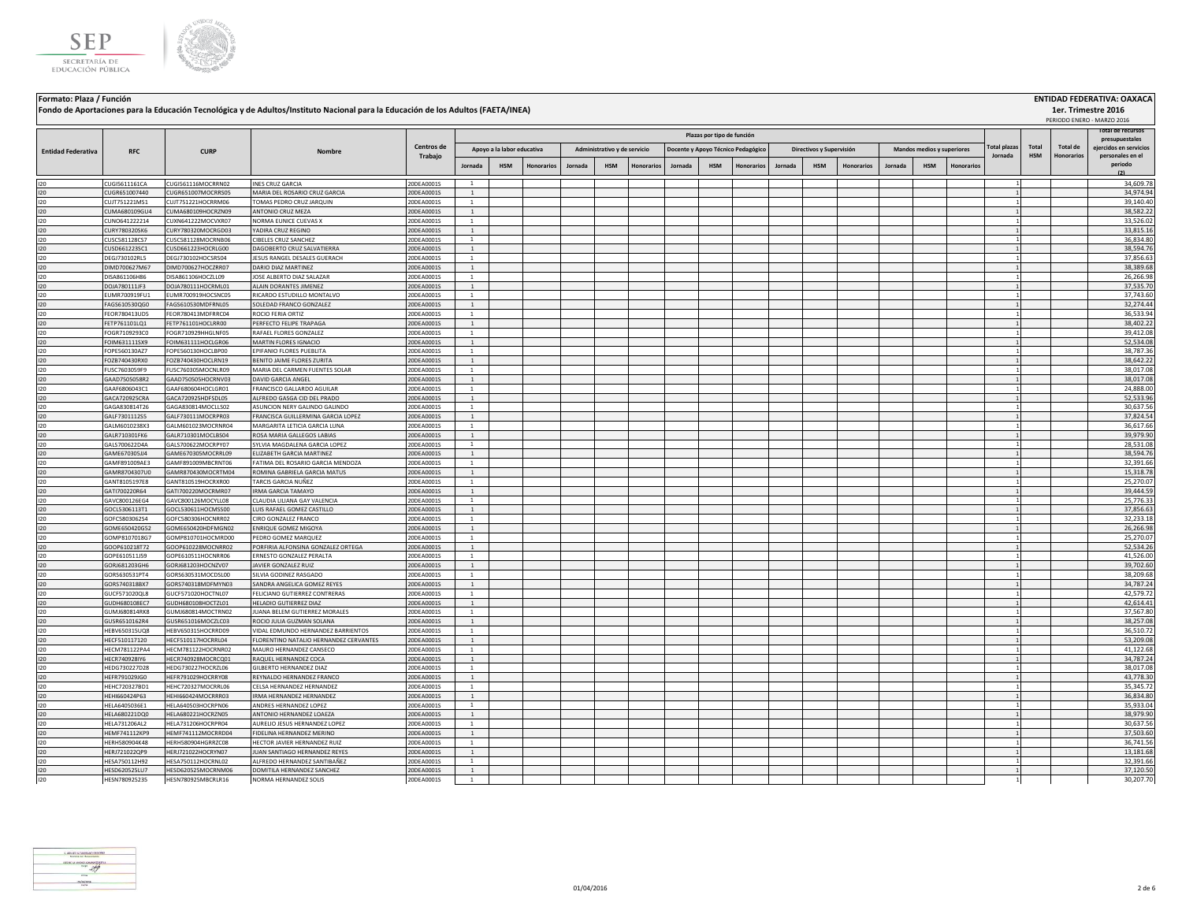**Formato: Plaza / Función**

**Fondo de Aportaciones para la Educación Tecnológica y de Adultos/Instituto Nacional para la Educación de los Adultos (FAETA/INEA)**

**ENTIDAD FEDERATIVA: OAXACA**

**1er. Trimestre 2016**

PERIODO ENERO - MARZO 2016

| Entidad Federativa | RFC | CURP | Nombre | Centros de Trabajo | Plazas por tipo de función | | | | | | | | | | | | | | | Total plazas Jornada | Total HSM | Total de Honorarios | Total de recursos presupuestales ejercidos en servicios personales en el periodo (2) |
|---|---|---|---|---|---|---|---|---|---|---|---|---|---|---|---|---|---|---|---|---|---|---|---|
| | | | | | Apoyo a la labor educativa | | | Administrativo y de servicio | | | Docente y Apoyo Técnico Pedagógico | | | Directivos y Supervisión | | | Mandos medios y superiores | | | | | | |
| | | | | | Jornada | HSM | Honorarios | Jornada | HSM | Honorarios | Jornada | HSM | Honorarios | Jornada | HSM | Honorarios | Jornada | HSM | Honorarios | | | | |
| I20 | CUGI5611161CA | CUGI561116MOCRRN02 | INES CRUZ GARCIA | 20DEA0001S | 1 | | | | | | | | | | | | | | | 1 | | | 34,609.78 |
| I20 | CUGR651007440 | CUGR651007MOCRRS05 | MARIA DEL ROSARIO CRUZ GARCIA | 20DEA0001S | 1 | | | | | | | | | | | | | | | 1 | | | 34,974.94 |
| I20 | CUJT751221MS1 | CUJT751221HOCRRM06 | TOMAS PEDRO CRUZ JARQUIN | 20DEA0001S | 1 | | | | | | | | | | | | | | | 1 | | | 39,140.40 |
| I20 | CUMA680109GU4 | CUMA680109HOCRZN09 | ANTONIO CRUZ MEZA | 20DEA0001S | 1 | | | | | | | | | | | | | | | 1 | | | 38,582.22 |
| I20 | CUNO641222214 | CUXN641222MOCVXR07 | NORMA EUNICE CUEVAS X | 20DEA0001S | 1 | | | | | | | | | | | | | | | 1 | | | 33,526.02 |
| I20 | CURY780320SK6 | CURY780320MOCRGD03 | YADIRA CRUZ REGINO | 20DEA0001S | 1 | | | | | | | | | | | | | | | 1 | | | 33,815.16 |
| I20 | CUSC581128CS7 | CUSC581128MOCRNB06 | CIBELES CRUZ SANCHEZ | 20DEA0001S | 1 | | | | | | | | | | | | | | | 1 | | | 36,834.80 |
| I20 | CUSD661223SC1 | CUSD661223HOCRLG00 | DAGOBERTO CRUZ SALVATIERRA | 20DEA0001S | 1 | | | | | | | | | | | | | | | 1 | | | 38,594.76 |
| I20 | DEGJ730102RL5 | DEGJ730102HOCSRS04 | JESUS RANGEL DESALES GUERACH | 20DEA0001S | 1 | | | | | | | | | | | | | | | 1 | | | 37,856.63 |
| I20 | DIMD700627M67 | DIMD700627HOCZRR07 | DARIO DIAZ MARTINEZ | 20DEA0001S | 1 | | | | | | | | | | | | | | | 1 | | | 38,389.68 |
| I20 | DISA861106H86 | DISA861106HOCZLL09 | JOSE ALBERTO DIAZ SALAZAR | 20DEA0001S | 1 | | | | | | | | | | | | | | | 1 | | | 26,266.98 |
| I20 | DOJA780111IF3 | DOJA780111HOCRML01 | ALAIN DORANTES JIMENEZ | 20DEA0001S | 1 | | | | | | | | | | | | | | | 1 | | | 37,535.70 |
| I20 | EUMR700919FU1 | EUMR700919HOCSNC05 | RICARDO ESTUDILLO MONTALVO | 20DEA0001S | 1 | | | | | | | | | | | | | | | 1 | | | 37,743.60 |
| I20 | FAGS610530QG0 | FAGS610530MDFRNL05 | SOLEDAD FRANCO GONZALEZ | 20DEA0001S | 1 | | | | | | | | | | | | | | | 1 | | | 32,274.44 |
| I20 | FEOR780413UD5 | FEOR780413MDFRRC04 | ROCIO FERIA ORTIZ | 20DEA0001S | 1 | | | | | | | | | | | | | | | 1 | | | 36,533.94 |
| I20 | FETP761101LQ1 | FETP761101HOCLRR00 | PERFECTO FELIPE TRAPAGA | 20DEA0001S | 1 | | | | | | | | | | | | | | | 1 | | | 38,402.22 |
| I20 | FOGR7109293C0 | FOGR710929HHGLNF05 | RAFAEL FLORES GONZALEZ | 20DEA0001S | 1 | | | | | | | | | | | | | | | 1 | | | 39,412.08 |
| I20 | FOIM631111SX9 | FOIM631111HOCLGR06 | MARTIN FLORES IGNACIO | 20DEA0001S | 1 | | | | | | | | | | | | | | | 1 | | | 52,534.08 |
| I20 | FOPE560130AZ7 | FOPE560130HOCLBP00 | EPIFANIO FLORES PUEBLITA | 20DEA0001S | 1 | | | | | | | | | | | | | | | 1 | | | 38,787.36 |
| I20 | FOZB740430RX0 | FOZB740430HOCLRN19 | BENITO JAIME FLORES ZURITA | 20DEA0001S | 1 | | | | | | | | | | | | | | | 1 | | | 38,642.22 |
| I20 | FUSC7603059F9 | FUSC760305MOCNLR09 | MARIA DEL CARMEN FUENTES SOLAR | 20DEA0001S | 1 | | | | | | | | | | | | | | | 1 | | | 38,017.08 |
| I20 | GAAD750505BR2 | GAAD750505HOCRNV03 | DAVID GARCIA ANGEL | 20DEA0001S | 1 | | | | | | | | | | | | | | | 1 | | | 38,017.08 |
| I20 | GAAF6806043C1 | GAAF680604HOCLGR01 | FRANCISCO GALLARDO AGUILAR | 20DEA0001S | 1 | | | | | | | | | | | | | | | 1 | | | 24,888.00 |
| I20 | GACA720925CRA | GACA720925HDFSDL05 | ALFREDO GASGA CID DEL PRADO | 20DEA0001S | 1 | | | | | | | | | | | | | | | 1 | | | 52,533.96 |
| I20 | GAGA830814T26 | GAGA830814MOCLLS02 | ASUNCION NERY GALINDO GALINDO | 20DEA0001S | 1 | | | | | | | | | | | | | | | 1 | | | 30,637.56 |
| I20 | GALF730111255 | GALF730111MOCRPR03 | FRANCISCA GUILLERMINA GARCIA LOPEZ | 20DEA0001S | 1 | | | | | | | | | | | | | | | 1 | | | 37,824.54 |
| I20 | GALM6010238X3 | GALM601023MOCRNR04 | MARGARITA LETICIA GARCIA LUNA | 20DEA0001S | 1 | | | | | | | | | | | | | | | 1 | | | 36,617.66 |
| I20 | GALR710301FK6 | GALR710301MOCLBS04 | ROSA MARIA GALLEGOS LABIAS | 20DEA0001S | 1 | | | | | | | | | | | | | | | 1 | | | 39,979.90 |
| I20 | GALS700622D4A | GALS700622MOCRPY07 | SYLVIA MAGDALENA GARCIA LOPEZ | 20DEA0001S | 1 | | | | | | | | | | | | | | | 1 | | | 28,531.08 |
| I20 | GAME670305JI4 | GAME670305MOCRRL09 | ELIZABETH GARCIA MARTINEZ | 20DEA0001S | 1 | | | | | | | | | | | | | | | 1 | | | 38,594.76 |
| I20 | GAMF891009AE3 | GAMF891009MBCRNT06 | FATIMA DEL ROSARIO GARCIA MENDOZA | 20DEA0001S | 1 | | | | | | | | | | | | | | | 1 | | | 32,391.66 |
| I20 | GAMR8704307U0 | GAMR870430MOCRTM04 | ROMINA GABRIELA GARCIA MATUS | 20DEA0001S | 1 | | | | | | | | | | | | | | | 1 | | | 15,318.78 |
| I20 | GANT8105197E8 | GANT810519HOCRXR00 | TARCIS GARCIA NUÑEZ | 20DEA0001S | 1 | | | | | | | | | | | | | | | 1 | | | 25,270.07 |
| I20 | GATI700220R64 | GATI700220MOCRMR07 | IRMA GARCIA TAMAYO | 20DEA0001S | 1 | | | | | | | | | | | | | | | 1 | | | 39,444.59 |
| I20 | GAVC800126EG4 | GAVC800126MOCYLL08 | CLAUDIA LILIANA GAY VALENCIA | 20DEA0001S | 1 | | | | | | | | | | | | | | | 1 | | | 25,776.33 |
| I20 | GOCL5306113T1 | GOCL530611HOCMSS00 | LUIS RAFAEL GOMEZ CASTILLO | 20DEA0001S | 1 | | | | | | | | | | | | | | | 1 | | | 37,856.63 |
| I20 | GOFC5803062S4 | GOFC580306HOCNRR02 | CIRO GONZALEZ FRANCO | 20DEA0001S | 1 | | | | | | | | | | | | | | | 1 | | | 32,233.18 |
| I20 | GOME650420G52 | GOME650420HDFMGN02 | ENRIQUE GOMEZ MIGOYA | 20DEA0001S | 1 | | | | | | | | | | | | | | | 1 | | | 26,266.98 |
| I20 | GOMP8107018G7 | GOMP810701HOCMRD00 | PEDRO GOMEZ MARQUEZ | 20DEA0001S | 1 | | | | | | | | | | | | | | | 1 | | | 25,270.07 |
| I20 | GOOP610218T72 | GOOP610228MOCNRR02 | PORFIRIA ALFONSINA GONZALEZ ORTEGA | 20DEA0001S | 1 | | | | | | | | | | | | | | | 1 | | | 52,534.26 |
| I20 | GOPE610511J59 | GOPE610511HOCNRR06 | ERNESTO GONZALEZ PERALTA | 20DEA0001S | 1 | | | | | | | | | | | | | | | 1 | | | 41,526.00 |
| I20 | GORJ681203GH6 | GORJ681203HOCNZV07 | JAVIER GONZALEZ RUIZ | 20DEA0001S | 1 | | | | | | | | | | | | | | | 1 | | | 39,702.60 |
| I20 | GORS630531PT4 | GORS630531MOCDSL00 | SILVIA GODINEZ RASGADO | 20DEA0001S | 1 | | | | | | | | | | | | | | | 1 | | | 38,209.68 |
| I20 | GORS740318BX7 | GORS740318MDFMYN03 | SANDRA ANGELICA GOMEZ REYES | 20DEA0001S | 1 | | | | | | | | | | | | | | | 1 | | | 34,787.24 |
| I20 | GUCF571020QL8 | GUCF571020HOCTNL07 | FELICIANO GUTIERREZ CONTRERAS | 20DEA0001S | 1 | | | | | | | | | | | | | | | 1 | | | 42,579.72 |
| I20 | GUDH680108EC7 | GUDH680108HOCTZL01 | HELADIO GUTIERREZ DIAZ | 20DEA0001S | 1 | | | | | | | | | | | | | | | 1 | | | 42,614.41 |
| I20 | GUMJ680814RK8 | GUMJ680814MOCTRN02 | JUANA BELEM GUTIERREZ MORALES | 20DEA0001S | 1 | | | | | | | | | | | | | | | 1 | | | 37,567.80 |
| I20 | GUSR6510162R4 | GUSR651016MOCZLC03 | ROCIO JULIA GUZMAN SOLANA | 20DEA0001S | 1 | | | | | | | | | | | | | | | 1 | | | 38,257.08 |
| I20 | HEBV650315UQ8 | HEBV650315HOCRRD09 | VIDAL EDMUNDO HERNANDEZ BARRIENTOS | 20DEA0001S | 1 | | | | | | | | | | | | | | | 1 | | | 36,510.72 |
| I20 | HECF510117120 | HECF510117HOCRRL04 | FLORENTINO NATALIO HERNANDEZ CERVANTES | 20DEA0001S | 1 | | | | | | | | | | | | | | | 1 | | | 53,209.08 |
| I20 | HECM781122PA4 | HECM781122HOCRNR02 | MAURO HERNANDEZ CANSECO | 20DEA0001S | 1 | | | | | | | | | | | | | | | 1 | | | 41,122.68 |
| I20 | HECR740928IY6 | HECR740928MOCRCQ01 | RAQUEL HERNANDEZ COCA | 20DEA0001S | 1 | | | | | | | | | | | | | | | 1 | | | 34,787.24 |
| I20 | HEDG730227D28 | HEDG730227HOCRZL06 | GILBERTO HERNANDEZ DIAZ | 20DEA0001S | 1 | | | | | | | | | | | | | | | 1 | | | 38,017.08 |
| I20 | HEFR791029JG0 | HEFR791029HOCRRY08 | REYNALDO HERNANDEZ FRANCO | 20DEA0001S | 1 | | | | | | | | | | | | | | | 1 | | | 43,778.30 |
| I20 | HEHC720327BD1 | HEHC720327MOCRRL06 | CELSA HERNANDEZ HERNANDEZ | 20DEA0001S | 1 | | | | | | | | | | | | | | | 1 | | | 35,345.72 |
| I20 | HEHI660424P63 | HEHI660424MOCRRR03 | IRMA HERNANDEZ HERNANDEZ | 20DEA0001S | 1 | | | | | | | | | | | | | | | 1 | | | 36,834.80 |
| I20 | HELA6405036E1 | HELA640503HOCRPN06 | ANDRES HERNANDEZ LOPEZ | 20DEA0001S | 1 | | | | | | | | | | | | | | | 1 | | | 35,933.04 |
| I20 | HELA680221DQ0 | HELA680221HOCRZN05 | ANTONIO HERNANDEZ LOAEZA | 20DEA0001S | 1 | | | | | | | | | | | | | | | 1 | | | 38,979.90 |
| I20 | HELA731206AL2 | HELA731206HOCRPR04 | AURELIO JESUS HERNANDEZ LOPEZ | 20DEA0001S | 1 | | | | | | | | | | | | | | | 1 | | | 30,637.56 |
| I20 | HEMF741112KP9 | HEMF741112MOCRRD04 | FIDELINA HERNANDEZ MERINO | 20DEA0001S | 1 | | | | | | | | | | | | | | | 1 | | | 37,503.60 |
| I20 | HERH580904K48 | HERH580904HGRRZC08 | HECTOR JAVIER HERNANDEZ RUIZ | 20DEA0001S | 1 | | | | | | | | | | | | | | | 1 | | | 36,741.56 |
| I20 | HERJ721022QP9 | HERJ721022HOCRYN07 | JUAN SANTIAGO HERNANDEZ REYES | 20DEA0001S | 1 | | | | | | | | | | | | | | | 1 | | | 13,181.68 |
| I20 | HESA750112H92 | HESA750112HOCRNL02 | ALFREDO HERNANDEZ SANTIBAÑEZ | 20DEA0001S | 1 | | | | | | | | | | | | | | | 1 | | | 32,391.66 |
| I20 | HESD620525LU7 | HESD620525MOCRNM06 | DOMITILA HERNANDEZ SANCHEZ | 20DEA0001S | 1 | | | | | | | | | | | | | | | 1 | | | 37,120.50 |
| I20 | HESN780925235 | HESN780925MBCRLR16 | NORMA HERNANDEZ SOLIS | 20DEA0001S | 1 | | | | | | | | | | | | | | | 1 | | | 30,207.70 |

01/04/2016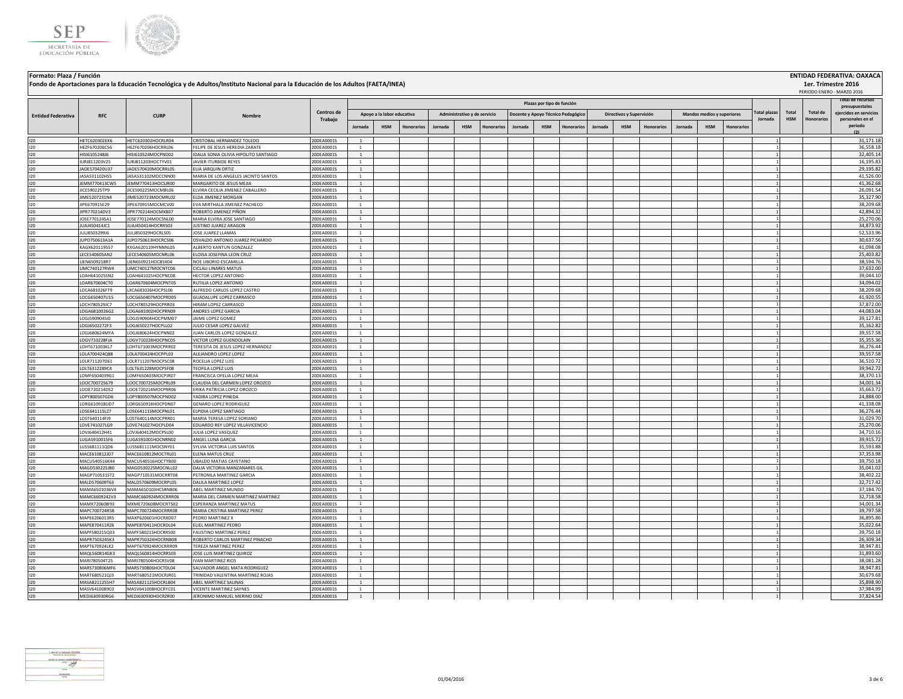**Formato: Plaza / Función**

**Fondo de Aportaciones para la Educación Tecnológica y de Adultos/Instituto Nacional para la Educación de los Adultos (FAETA/INEA)**

**ENTIDAD FEDERATIVA: OAXACA**

**1er. Trimestre 2016**

PERIODO ENERO - MARZO 2016

| Entidad Federativa | RFC | CURP | Nombre | Centros de Trabajo | Plazas por tipo de función | | | | | | | | | | | | | | | Total plazas Jornada | Total HSM | Total de Honorarios | Total de recursos presupuestales ejercidos en servicios personales en el periodo (2) |
|---|---|---|---|---|---|---|---|---|---|---|---|---|---|---|---|---|---|---|---|---|---|---|---|
| | | | | | Apoyo a la labor educativa | | | Administrativo y de servicio | | | Docente y Apoyo Técnico Pedagógico | | | Directivos y Supervisión | | | Mandos medios y superiores | | | | | | |
| | | | | | Jornada | HSM | Honorarios | Jornada | HSM | Honorarios | Jornada | HSM | Honorarios | Jornada | HSM | Honorarios | Jornada | HSM | Honorarios | | | | |
| I20 | HETC620302EK6 | HETC620302HOCRLR04 | CRISTOBAL HERNANDEZ TOLEDO | 20DEA0001S | 1 | | | | | | | | | | | | | | | 1 | | | 31,171.18 |
| I20 | HEZF670206CS6 | HEZF670206HOCRRL06 | FELIPE DE JESUS HEREDIA ZARATE | 20DEA0001S | 1 | | | | | | | | | | | | | | | 1 | | | 36,558.18 |
| I20 | HISI6105248J6 | HISI610524MOCPND02 | IDALIA SONIA OLIVIA HIPOLITO SANTIAGO | 20DEA0001S | 1 | | | | | | | | | | | | | | | 1 | | | 32,405.14 |
| I20 | IURJ811203V25 | IURJ811203HOCTYV01 | JAVIER ITURBIDE REYES | 20DEA0001S | 1 | | | | | | | | | | | | | | | 1 | | | 16,195.83 |
| I20 | JAOE570420U37 | JAOE570420MOCRRL05 | ELIA JARQUIN ORTIZ | 20DEA0001S | 1 | | | | | | | | | | | | | | | 1 | | | 29,195.82 |
| I20 | JASA531102HS5 | JASA531102MOCCNN00 | MARIA DE LOS ANGELES JACINTO SANTOS | 20DEA0001S | 1 | | | | | | | | | | | | | | | 1 | | | 41,526.00 |
| I20 | JEMM770413CW5 | JEMM770413HOCSJR00 | MARGARITO DE JESUS MEJIA | 20DEA0001S | 1 | | | | | | | | | | | | | | | 1 | | | 41,362.68 |
| I20 | JICE590225TP9 | JICE590225MOCMBL06 | ELVIRA CECILIA JIMENEZ CABALLERO | 20DEA0001S | 1 | | | | | | | | | | | | | | | 1 | | | 26,091.54 |
| I20 | JIME5207231N4 | JIME520723MOCMRL02 | ELDA JIMENEZ MORGAN | 20DEA0001S | 1 | | | | | | | | | | | | | | | 1 | | | 35,327.90 |
| I20 | JIPE670915E29 | JIPE670915MOCMCV00 | EVA MIRTHALA JIMENEZ PACHECO | 20DEA0001S | 1 | | | | | | | | | | | | | | | 1 | | | 38,209.68 |
| I20 | JIPR770214DV3 | JIPR770214HOCMXB07 | ROBERTO JIMENEZ PIÑON | 20DEA0001S | 1 | | | | | | | | | | | | | | | 1 | | | 42,894.32 |
| I20 | JOSE770124SA1 | JOSE770124MOCSNL00 | MARIA ELVIRA JOSE SANTIAGO | 20DEA0001S | 1 | | | | | | | | | | | | | | | 1 | | | 25,270.06 |
| I20 | JUAJ450414JC1 | JUAJ450414HOCRRS03 | JUSTINO JUAREZ ARAGON | 20DEA0001S | 1 | | | | | | | | | | | | | | | 1 | | | 34,873.92 |
| I20 | JULJ850329J6 | JULJ850329HOCRLS05 | JOSE JUAREZ LLAMAS | 20DEA0001S | 1 | | | | | | | | | | | | | | | 1 | | | 52,533.96 |
| I20 | JUPO750613A1A | JUPO750613HOCRCS06 | OSVALDO ANTONIO JUAREZ PICHARDO | 20DEA0001S | 1 | | | | | | | | | | | | | | | 1 | | | 30,637.56 |
| I20 | KAGX620119557 | KXGA620119HYNNNL05 | ALBERTO KANTUN GONZALEZ | 20DEA0001S | 1 | | | | | | | | | | | | | | | 1 | | | 41,098.08 |
| I20 | LECE540605AN2 | LECE540605MOCNRL06 | ELOISA JOSEFINA LEON CRUZ | 20DEA0001S | 1 | | | | | | | | | | | | | | | 1 | | | 25,403.82 |
| I20 | LIEN6509218R7 | LIEN650921HOCBSX04 | NOE LIBORIO ESCAMILLA | 20DEA0001S | 1 | | | | | | | | | | | | | | | 1 | | | 38,594.76 |
| I20 | LIMC740127RW4 | LIMC740127MOCNTC06 | CICLALI LINARES MATUS | 20DEA0001S | 1 | | | | | | | | | | | | | | | 1 | | | 37,632.00 |
| I20 | LOAH641025SN2 | LOAH641025HOCPNC08 | HECTOR LOPEZ ANTONIO | 20DEA0001S | 1 | | | | | | | | | | | | | | | 1 | | | 39,044.10 |
| I20 | LOAR670604CT0 | LOAR670604MOCPNT05 | RUTILIA LOPEZ ANTONIO | 20DEA0001S | 1 | | | | | | | | | | | | | | | 1 | | | 34,094.02 |
| I20 | LOCA681026FT9 | LXCA681026HOCPSL06 | ALFREDO CARLOS LOPEZ CASTRO | 20DEA0001S | 1 | | | | | | | | | | | | | | | 1 | | | 38,209.68 |
| I20 | LOCG650407U15 | LOCG650407MOCPRD05 | GUADALUPE LOPEZ CARRASCO | 20DEA0001S | 1 | | | | | | | | | | | | | | | 1 | | | 41,920.55 |
| I20 | LOCH780529JC7 | LOCH780529HOCPRR03 | HIRAM LOPEZ CARRASCO | 20DEA0001S | 1 | | | | | | | | | | | | | | | 1 | | | 37,872.00 |
| I20 | LOGA6810026G2 | LOGA681002HOCPRN09 | ANDRES LOPEZ GARCIA | 20DEA0001S | 1 | | | | | | | | | | | | | | | 1 | | | 44,083.04 |
| I20 | LOGJ5909045I0 | LOGJ590904HOCPMM07 | JAIME LOPEZ GOMEZ | 20DEA0001S | 1 | | | | | | | | | | | | | | | 1 | | | 39,127.81 |
| I20 | LOGJ6502272F3 | LOGJ650227HOCPLL02 | JULIO CESAR LOPEZ GALVEZ | 20DEA0001S | 1 | | | | | | | | | | | | | | | 1 | | | 35,162.82 |
| I20 | LOGJ680624MYA | LOGJ680624HOCPNN02 | JUAN CARLOS LOPEZ GONZALEZ | 20DEA0001S | 1 | | | | | | | | | | | | | | | 1 | | | 39,557.58 |
| I20 | LOGV710228FJA | LOGV710228HOCPNC05 | VICTOR LOPEZ GUENDOLAIN | 20DEA0001S | 1 | | | | | | | | | | | | | | | 1 | | | 35,355.36 |
| I20 | LOHT671003KL7 | LOHT671003MOCPRR02 | TERESITA DE JESUS LOPEZ HERNANDEZ | 20DEA0001S | 1 | | | | | | | | | | | | | | | 1 | | | 36,276.44 |
| I20 | LOLA700424Q88 | LOLA700424HOCPPL03 | ALEJANDRO LOPEZ LOPEZ | 20DEA0001S | 1 | | | | | | | | | | | | | | | 1 | | | 39,557.58 |
| I20 | LOLR711207D61 | LOLR711207MOCPSC08 | ROCELIA LOPEZ LUIS | 20DEA0001S | 1 | | | | | | | | | | | | | | | 1 | | | 36,510.72 |
| I20 | LOLT6312289C4 | LOLT631228MOCPSF08 | TEOFILA LOPEZ LUIS | 20DEA0001S | 1 | | | | | | | | | | | | | | | 1 | | | 39,942.72 |
| I20 | LOMF6504039G1 | LOMF650403MOCPJR07 | FRANCISCA OFELIA LOPEZ MEJIA | 20DEA0001S | 1 | | | | | | | | | | | | | | | 1 | | | 38,370.13 |
| I20 | LOOC700725679 | LOOC700725MOCPRL09 | CLAUDIA DEL CARMEN LOPEZ OROZCO | 20DEA0001S | 1 | | | | | | | | | | | | | | | 1 | | | 34,001.34 |
| I20 | LOOE720214DS2 | LOOE720214MOCPRR06 | ERIKA PATRICIA LOPEZ OROZCO | 20DEA0001S | 1 | | | | | | | | | | | | | | | 1 | | | 35,663.72 |
| I20 | LOPY800507GD6 | LOPY800507MOCPND02 | YADIRA LOPEZ PINEDA | 20DEA0001S | 1 | | | | | | | | | | | | | | | 1 | | | 24,888.00 |
| I20 | LORG610918UD7 | LORG610918HOCPDN07 | GENARO LOPEZ RODRIGUEZ | 20DEA0001S | 1 | | | | | | | | | | | | | | | 1 | | | 41,338.08 |
| I20 | LOSE641115LZ7 | LOSE641115MOCPNL01 | ELPIDIA LOPEZ SANTIAGO | 20DEA0001S | 1 | | | | | | | | | | | | | | | 1 | | | 36,276.44 |
| I20 | LOST640114FJ9 | LOST640114MOCPRR01 | MARIA TERESA LOPEZ SORIANO | 20DEA0001S | 1 | | | | | | | | | | | | | | | 1 | | | 31,029.70 |
| I20 | LOVE741027LG9 | LOVE741027HOCPLD04 | EDUARDO REY LOPEZ VILLAVICENCIO | 20DEA0001S | 1 | | | | | | | | | | | | | | | 1 | | | 25,270.06 |
| I20 | LOVJ640412H41 | LOVJ640412MOCPSL00 | JULIA LOPEZ VASQUEZ | 20DEA0001S | 1 | | | | | | | | | | | | | | | 1 | | | 34,710.16 |
| I20 | LUGA5910015F6 | LUGA591001HOCNRN02 | ANGEL LUNA GARCIA | 20DEA0001S | 1 | | | | | | | | | | | | | | | 1 | | | 39,915.72 |
| I20 | LUSS681111QD6 | LUSS681111MOCSNY01 | SYLVIA VICTORIA LUIS SANTOS | 20DEA0001S | 1 | | | | | | | | | | | | | | | 1 | | | 35,593.88 |
| I20 | MACE610812JD7 | MACE610812MOCTRL01 | ELENA MATUS CRUZ | 20DEA0001S | 1 | | | | | | | | | | | | | | | 1 | | | 37,353.98 |
| I20 | MACU540516K44 | MACU540516HOCTYB00 | UBALDO MATIAS CAYETANO | 20DEA0001S | 1 | | | | | | | | | | | | | | | 1 | | | 39,750.18 |
| I20 | MAGD530225JB0 | MAGD530225MOCNLL02 | DALIA VICTORIA MANZANARES GIL | 20DEA0001S | 1 | | | | | | | | | | | | | | | 1 | | | 35,041.02 |
| I20 | MAGP710531ST2 | MAGP710531MOCRRT08 | PETRONILA MARTINEZ GARCIA | 20DEA0001S | 1 | | | | | | | | | | | | | | | 1 | | | 38,402.22 |
| I20 | MALD570609T63 | MALD570609MOCRPL05 | DALILA MARTINEZ LOPEZ | 20DEA0001S | 1 | | | | | | | | | | | | | | | 1 | | | 32,717.42 |
| I20 | MAMA6501036V4 | MAMA650103HCSRNB06 | ABEL MARTINEZ MUNDO | 20DEA0001S | 1 | | | | | | | | | | | | | | | 1 | | | 37,184.70 |
| I20 | MAMC660924ZV3 | MAMC660924MOCRRR06 | MARIA DEL CARMEN MARTINEZ MARTINEZ | 20DEA0001S | 1 | | | | | | | | | | | | | | | 1 | | | 32,718.58 |
| I20 | MAMX720608I93 | MXME720608MOCRTS02 | ESPERANZA MARTINEZ MATUS | 20DEA0001S | 1 | | | | | | | | | | | | | | | 1 | | | 34,001.34 |
| I20 | MAPC700724R58 | MAPC700724MOCRRR08 | MARIA CRISTINA MARTINEZ PEREZ | 20DEA0001S | 1 | | | | | | | | | | | | | | | 1 | | | 39,797.58 |
| I20 | MAPE6206013R5 | MAXP620601HOCRXD07 | PEDRO MARTINEZ X | 20DEA0001S | 1 | | | | | | | | | | | | | | | 1 | | | 36,895.86 |
| I20 | MAPE870411RZ6 | MAPE870411HOCRDL04 | EUEL MARTINEZ PEDRO | 20DEA0001S | 1 | | | | | | | | | | | | | | | 1 | | | 35,022.64 |
| I20 | MAPF580215Q33 | MAPF580215HOCRRS00 | FAUSTINO MARTINEZ PEREZ | 20DEA0001S | 1 | | | | | | | | | | | | | | | 1 | | | 39,750.18 |
| I20 | MAPR750324SK3 | MAPR750324HOCRNB08 | ROBERTO CARLOS MARTINEZ PINACHO | 20DEA0001S | 1 | | | | | | | | | | | | | | | 1 | | | 26,309.34 |
| I20 | MAPT670924LK2 | MAPT670924MOCRRR09 | TEREZA MARTINEZ PEREZ | 20DEA0001S | 1 | | | | | | | | | | | | | | | 1 | | | 38,947.81 |
| I20 | MAQL560814GK3 | MAQL560814HOCRRS03 | JOSE LUIS MARTINEZ QUIROZ | 20DEA0001S | 1 | | | | | | | | | | | | | | | 1 | | | 31,893.60 |
| I20 | MARI780504T25 | MARI780504HOCRSV08 | IVAN MARTINEZ RIOS | 20DEA0001S | 1 | | | | | | | | | | | | | | | 1 | | | 38,081.28 |
| I20 | MARS730806MF6 | MARS730806HOCTDL04 | SALVADOR ANGEL MATA RODRIGUEZ | 20DEA0001S | 1 | | | | | | | | | | | | | | | 1 | | | 38,947.81 |
| I20 | MART680521QJ3 | MART680521MOCRJR01 | TRINIDAD VALENTINA MARTINEZ ROJAS | 20DEA0001S | 1 | | | | | | | | | | | | | | | 1 | | | 30,679.68 |
| I20 | MASA821125SH7 | MASA821125HOCRLB04 | ABEL MARTINEZ SALINAS | 20DEA0001S | 1 | | | | | | | | | | | | | | | 1 | | | 35,898.90 |
| I20 | MASV6410089C0 | MASV641008HOCRYC01 | VICENTE MARTINEZ SAYNES | 20DEA0001S | 1 | | | | | | | | | | | | | | | 1 | | | 37,984.99 |
| I20 | MEDJ630930RG6 | MEDJ630930HOCRZR00 | JERONIMO MANUEL MERINO DIAZ | 20DEA0001S | 1 | | | | | | | | | | | | | | | 1 | | | 37,824.54 |

01/04/2016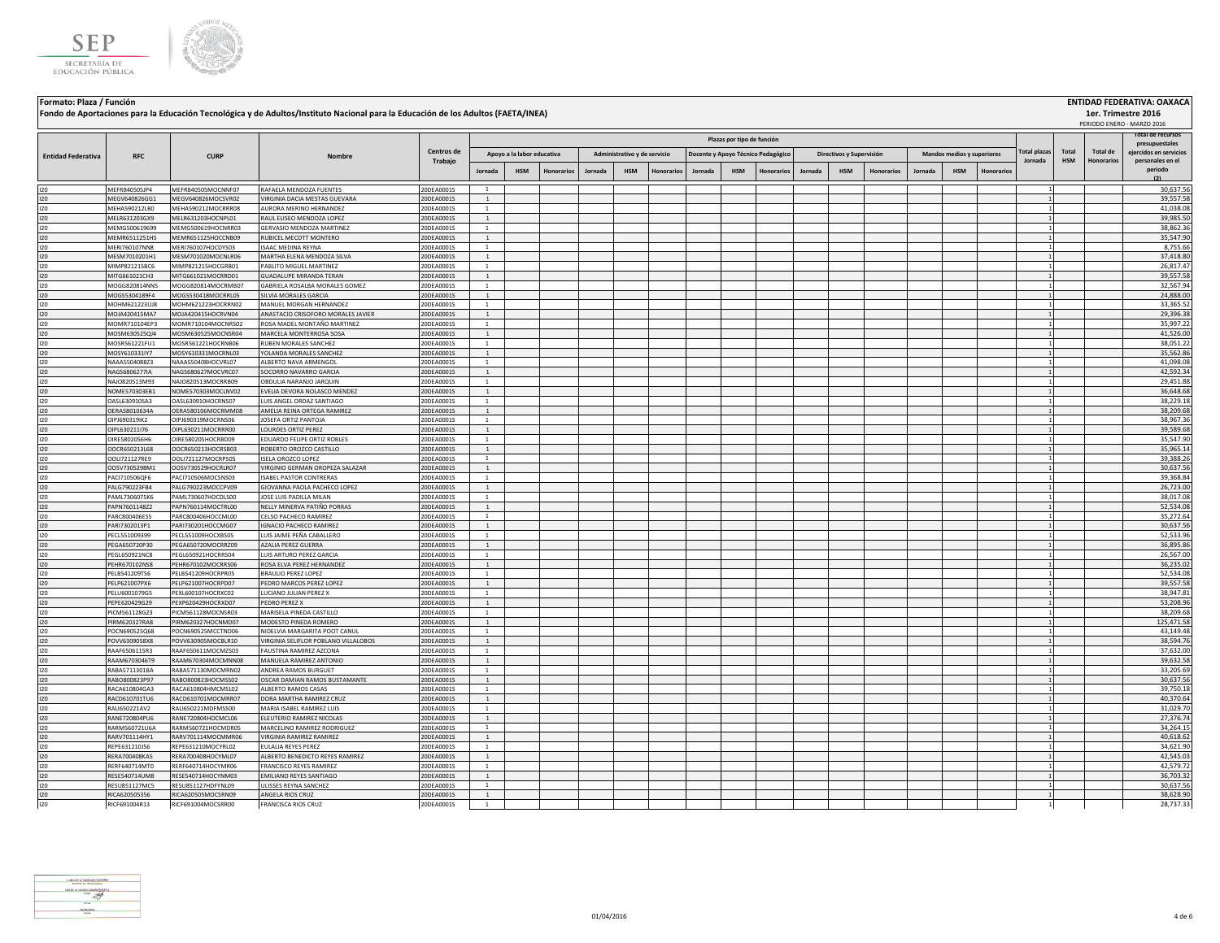**Formato: Plaza / Función**

**Fondo de Aportaciones para la Educación Tecnológica y de Adultos/Instituto Nacional para la Educación de los Adultos (FAETA/INEA)**

**ENTIDAD FEDERATIVA: OAXACA**

**1er. Trimestre 2016**

PERIODO ENERO - MARZO 2016

| Entidad Federativa | RFC | CURP | Nombre | Centros de Trabajo | Plazas por tipo de función | | | | | | | | | | | | | | | Total plazas Jornada | Total HSM | Total de Honorarios | Total de recursos presupuestales ejercidos en servicios personales en el periodo (2) |
|---|---|---|---|---|---|---|---|---|---|---|---|---|---|---|---|---|---|---|---|---|---|---|---|
| | | | | | Apoyo a la labor educativa | | | Administrativo y de servicio | | | Docente y Apoyo Técnico Pedagógico | | | Directivos y Supervisión | | | Mandos medios y superiores | | | | | | |
| | | | | | Jornada | HSM | Honorarios | Jornada | HSM | Honorarios | Jornada | HSM | Honorarios | Jornada | HSM | Honorarios | Jornada | HSM | Honorarios | | | | |
| I20 | MEFR840505JP4 | MEFR840505MOCNNF07 | RAFAELA MENDOZA FUENTES | 20DEA0001S | 1 | | | | | | | | | | | | | | | 1 | | | 30,637.56 |
| I20 | MEGV640826GG1 | MEGV640826MOCSVR02 | VIRGINIA DACIA MESTAS GUEVARA | 20DEA0001S | 1 | | | | | | | | | | | | | | | 1 | | | 39,557.58 |
| I20 | MEHA590212LB0 | MEHA590212MOCRRR08 | AURORA MERINO HERNANDEZ | 20DEA0001S | 1 | | | | | | | | | | | | | | | 1 | | | 41,038.08 |
| I20 | MELR631203GX9 | MELR631203HOCNPL01 | RAUL ELISEO MENDOZA LOPEZ | 20DEA0001S | 1 | | | | | | | | | | | | | | | 1 | | | 39,985.50 |
| I20 | MEMG500619699 | MEMG500619HOCNRR03 | GERVASIO MENDOZA MARTINEZ | 20DEA0001S | 1 | | | | | | | | | | | | | | | 1 | | | 38,862.36 |
| I20 | MEMR651125H5 | MEMR651125HOCCNB09 | RUBICEL MECOTT MONTERO | 20DEA0001S | 1 | | | | | | | | | | | | | | | 1 | | | 35,547.90 |
| I20 | MERI760107NN8 | MERI760107HOCDYS03 | ISAAC MEDINA REYNA | 20DEA0001S | 1 | | | | | | | | | | | | | | | 1 | | | 8,755.66 |
| I20 | MESM7010201H1 | MESM701020MOCNLR06 | MARTHA ELENA MENDOZA SILVA | 20DEA0001S | 1 | | | | | | | | | | | | | | | 1 | | | 37,418.80 |
| I20 | MIMP821215BC6 | MIMP821215HOCGRB01 | PABLITO MIGUEL MARTINEZ | 20DEA0001S | 1 | | | | | | | | | | | | | | | 1 | | | 26,817.47 |
| I20 | MITG661021CH3 | MITG661021MOCRRD01 | GUADALUPE MIRANDA TERAN | 20DEA0001S | 1 | | | | | | | | | | | | | | | 1 | | | 39,557.58 |
| I20 | MOGG820814NN5 | MOGG820814MOCRMB07 | GABRIELA ROSALBA MORALES GOMEZ | 20DEA0001S | 1 | | | | | | | | | | | | | | | 1 | | | 32,567.94 |
| I20 | MOGS5304189F4 | MOGS530418MOCRRL05 | SILVIA MORALES GARCIA | 20DEA0001S | 1 | | | | | | | | | | | | | | | 1 | | | 24,888.00 |
| I20 | MOHM621223UJ8 | MOHM621223HOCRRN02 | MANUEL MORGAN HERNANDEZ | 20DEA0001S | 1 | | | | | | | | | | | | | | | 1 | | | 33,365.52 |
| I20 | MOJA420415MA7 | MOJA420415HOCRVN04 | ANASTACIO CRISOFORO MORALES JAVIER | 20DEA0001S | 1 | | | | | | | | | | | | | | | 1 | | | 29,396.38 |
| I20 | MOMR710104EP3 | MOMR710104MOCNRS02 | ROSA MADEL MONTAÑO MARTINEZ | 20DEA0001S | 1 | | | | | | | | | | | | | | | 1 | | | 35,997.22 |
| I20 | MOSM630525QJ4 | MOSM630525MOCNSR04 | MARCELA MONTERROSA SOSA | 20DEA0001S | 1 | | | | | | | | | | | | | | | 1 | | | 41,526.00 |
| I20 | MOSR561221FU1 | MOSR561221HOCRNB06 | RUBEN MORALES SANCHEZ | 20DEA0001S | 1 | | | | | | | | | | | | | | | 1 | | | 38,051.22 |
| I20 | MOSY610331JY7 | MOSY610331MOCRNL03 | YOLANDA MORALES SANCHEZ | 20DEA0001S | 1 | | | | | | | | | | | | | | | 1 | | | 35,562.86 |
| I20 | NAAA5504088Z3 | NAAA550408HOCVRL07 | ALBERTO NAVA ARMENGOL | 20DEA0001S | 1 | | | | | | | | | | | | | | | 1 | | | 41,098.08 |
| I20 | NAGS6806277IA | NAGS680627MOCVRC07 | SOCORRO NAVARRO GARCIA | 20DEA0001S | 1 | | | | | | | | | | | | | | | 1 | | | 42,592.34 |
| I20 | NAJO820513M93 | NAJO820513MOCRRB09 | OBDULIA NARANJO JARQUIN | 20DEA0001S | 1 | | | | | | | | | | | | | | | 1 | | | 29,451.88 |
| I20 | NOME570303EB1 | NOME570303MOCLNV02 | EVELIA DEVORA NOLASCO MENDEZ | 20DEA0001S | 1 | | | | | | | | | | | | | | | 1 | | | 36,648.68 |
| I20 | OASL630910SA3 | OASL630910HOCRNS07 | LUIS ANGEL ORDAZ SANTIAGO | 20DEA0001S | 1 | | | | | | | | | | | | | | | 1 | | | 38,229.18 |
| I20 | OERA58010634A | OERA580106MOCRMM08 | AMELIA REINA ORTEGA RAMIREZ | 20DEA0001S | 1 | | | | | | | | | | | | | | | 1 | | | 38,209.68 |
| I20 | OIPJ690319IK2 | OIPJ690319MOCRNS06 | JOSEFA ORTIZ PANTOJA | 20DEA0001S | 1 | | | | | | | | | | | | | | | 1 | | | 38,967.36 |
| I20 | OIPL630211I76 | OIPL630211MOCRRR00 | LOURDES ORTIZ PEREZ | 20DEA0001S | 1 | | | | | | | | | | | | | | | 1 | | | 39,589.68 |
| I20 | OIRE5802056H6 | OIRE580205HOCRBD09 | EDUARDO FELIPE ORTIZ ROBLES | 20DEA0001S | 1 | | | | | | | | | | | | | | | 1 | | | 35,547.90 |
| I20 | OOCR650213L68 | OOCR650213HOCRSB03 | ROBERTO OROZCO CASTILLO | 20DEA0001S | 1 | | | | | | | | | | | | | | | 1 | | | 35,965.14 |
| I20 | OOLI721127RE9 | OOLI721127MOCRPS05 | ISELA OROZCO LOPEZ | 20DEA0001S | 1 | | | | | | | | | | | | | | | 1 | | | 39,388.26 |
| I20 | OOSV7305298M1 | OOSV730529HOCRLR07 | VIRGINIO GERMAN OROPEZA SALAZAR | 20DEA0001S | 1 | | | | | | | | | | | | | | | 1 | | | 30,637.56 |
| I20 | PACI710506QF6 | PACI710506MOCSNS03 | ISABEL PASTOR CONTRERAS | 20DEA0001S | 1 | | | | | | | | | | | | | | | 1 | | | 39,368.84 |
| I20 | PALG790223FB4 | PALG790223MOCCPV09 | GIOVANNA PAOLA PACHECO LOPEZ | 20DEA0001S | 1 | | | | | | | | | | | | | | | 1 | | | 26,723.00 |
| I20 | PAML7306075K6 | PAML730607HOCDLS00 | JOSE LUIS PADILLA MILAN | 20DEA0001S | 1 | | | | | | | | | | | | | | | 1 | | | 38,017.08 |
| I20 | PAPN7601148Z2 | PAPN760114MOCTRL00 | NELLY MINERVA PATIÑO PORRAS | 20DEA0001S | 1 | | | | | | | | | | | | | | | 1 | | | 52,534.08 |
| I20 | PARC800406ES5 | PARC800406HOCCML00 | CELSO PACHECO RAMIREZ | 20DEA0001S | 1 | | | | | | | | | | | | | | | 1 | | | 35,272.64 |
| I20 | PARI7302013P1 | PARI730201HOCCMG07 | IGNACIO PACHECO RAMIREZ | 20DEA0001S | 1 | | | | | | | | | | | | | | | 1 | | | 30,637.56 |
| I20 | PECL551009399 | PECL551009HOCXBS05 | LUIS JAIME PEÑA CABALLERO | 20DEA0001S | 1 | | | | | | | | | | | | | | | 1 | | | 52,533.96 |
| I20 | PEGA650720P30 | PEGA650720MOCRRZ09 | AZALIA PEREZ GUERRA | 20DEA0001S | 1 | | | | | | | | | | | | | | | 1 | | | 36,895.86 |
| I20 | PEGL650921NC8 | PEGL650921HOCRRS04 | LUIS ARTURO PEREZ GARCIA | 20DEA0001S | 1 | | | | | | | | | | | | | | | 1 | | | 26,567.00 |
| I20 | PEHR670102NS8 | PEHR670102MOCRRS06 | ROSA ELVA PEREZ HERNANDEZ | 20DEA0001S | 1 | | | | | | | | | | | | | | | 1 | | | 36,235.02 |
| I20 | PELB541209TS6 | PELB541209HOCRPR05 | BRAULIO PEREZ LOPEZ | 20DEA0001S | 1 | | | | | | | | | | | | | | | 1 | | | 52,534.08 |
| I20 | PELP621007PX6 | PELP621007HOCRPD07 | PEDRO MARCOS PEREZ LOPEZ | 20DEA0001S | 1 | | | | | | | | | | | | | | | 1 | | | 39,557.58 |
| I20 | PELU6001079G5 | PEXL600107HOCRXC02 | LUCIANO JULIAN PEREZ X | 20DEA0001S | 1 | | | | | | | | | | | | | | | 1 | | | 38,947.81 |
| I20 | PEPE620429G29 | PEXP620429HOCRXD07 | PEDRO PEREZ X | 20DEA0001S | 1 | | | | | | | | | | | | | | | 1 | | | 53,208.96 |
| I20 | PICM561128GZ3 | PICM561128MOCNSR03 | MARISELA PINEDA CASTILLO | 20DEA0001S | 1 | | | | | | | | | | | | | | | 1 | | | 38,209.68 |
| I20 | PIRM620327RA8 | PIRM620327HOCNMD07 | MODESTO PINEDA ROMERO | 20DEA0001S | 1 | | | | | | | | | | | | | | | 1 | | | 125,471.58 |
| I20 | POCN690525Q68 | POCN690525MCCTNDD06 | NIDELVIA MARGARITA POOT CANUL | 20DEA0001S | 1 | | | | | | | | | | | | | | | 1 | | | 43,149.48 |
| I20 | POVV6309058X8 | POVV630905MOCBLR10 | VIRGINIA SELIFLOR POBLANO VILLALOBOS | 20DEA0001S | 1 | | | | | | | | | | | | | | | 1 | | | 38,594.76 |
| I20 | RAAF650611SR3 | RAAF650611MOCMZS03 | FAUSTINA RAMIREZ AZCONA | 20DEA0001S | 1 | | | | | | | | | | | | | | | 1 | | | 37,632.00 |
| I20 | RAAM6703046T9 | RAAM670304MOCMNN08 | MANUELA RAMIREZ ANTONIO | 20DEA0001S | 1 | | | | | | | | | | | | | | | 1 | | | 39,632.58 |
| I20 | RABA5711301BA | RABA571130MOCMRN02 | ANDREA RAMOS BURGUET | 20DEA0001S | 1 | | | | | | | | | | | | | | | 1 | | | 33,205.69 |
| I20 | RABO800823P97 | RABO800823HOCMSS02 | OSCAR DAMIAN RAMOS BUSTAMANTE | 20DEA0001S | 1 | | | | | | | | | | | | | | | 1 | | | 30,637.56 |
| I20 | RACA610804GA3 | RACA610804HMCMSL02 | ALBERTO RAMOS CASAS | 20DEA0001S | 1 | | | | | | | | | | | | | | | 1 | | | 39,750.18 |
| I20 | RACD610701TU6 | RACD610701MOCMRR07 | DORA MARTHA RAMIREZ CRUZ | 20DEA0001S | 1 | | | | | | | | | | | | | | | 1 | | | 40,370.64 |
| I20 | RALI650221AV2 | RALI650221MDFMSS00 | MARIA ISABEL RAMIREZ LUIS | 20DEA0001S | 1 | | | | | | | | | | | | | | | 1 | | | 31,029.70 |
| I20 | RANE720804PU6 | RANE720804HOCMCL06 | ELEUTERIO RAMIREZ NICOLAS | 20DEA0001S | 1 | | | | | | | | | | | | | | | 1 | | | 27,376.74 |
| I20 | RARM560721U6A | RARM560721HOCMDR05 | MARCELINO RAMIREZ RODRIGUEZ | 20DEA0001S | 1 | | | | | | | | | | | | | | | 1 | | | 34,264.15 |
| I20 | RARV701114HY1 | RARV701114MOCMMR06 | VIRGINIA RAMIREZ RAMIREZ | 20DEA0001S | 1 | | | | | | | | | | | | | | | 1 | | | 40,618.62 |
| I20 | REPE631210J56 | REPE631210MOCYRL02 | EULALIA REYES PEREZ | 20DEA0001S | 1 | | | | | | | | | | | | | | | 1 | | | 34,621.90 |
| I20 | RERA700408KA5 | RERA700408HOCYML07 | ALBERTO BENEDICTO REYES RAMIREZ | 20DEA0001S | 1 | | | | | | | | | | | | | | | 1 | | | 42,545.03 |
| I20 | RERF640714MT0 | RERF640714HOCYMR06 | FRANCISCO REYES RAMIREZ | 20DEA0001S | 1 | | | | | | | | | | | | | | | 1 | | | 42,579.72 |
| I20 | RESE540714UM8 | RESE540714HOCYNM03 | EMILIANO REYES SANTIAGO | 20DEA0001S | 1 | | | | | | | | | | | | | | | 1 | | | 36,703.32 |
| I20 | RESU851127MC5 | RESU851127HDFYNL09 | ULISSES REYNA SANCHEZ | 20DEA0001S | 1 | | | | | | | | | | | | | | | 1 | | | 30,637.56 |
| I20 | RICA620505356 | RICA620505MOCSRN09 | ANGELA RIOS CRUZ | 20DEA0001S | 1 | | | | | | | | | | | | | | | 1 | | | 38,628.90 |
| I20 | RICF691004R13 | RICF691004MOCSRR00 | FRANCISCA RIOS CRUZ | 20DEA0001S | 1 | | | | | | | | | | | | | | | 1 | | | 28,737.33 |

01/04/2016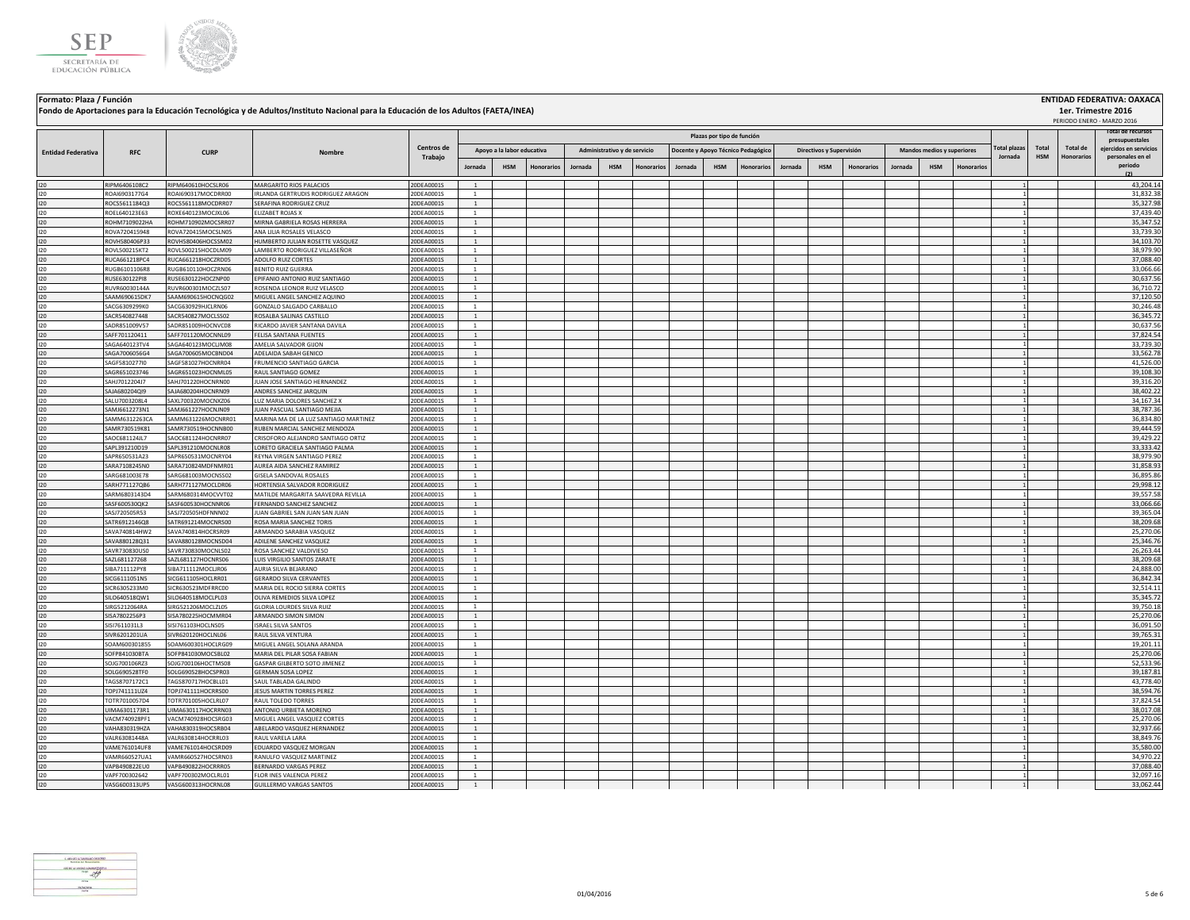**Formato: Plaza / Función**

**Fondo de Aportaciones para la Educación Tecnológica y de Adultos/Instituto Nacional para la Educación de los Adultos (FAETA/INEA)**

**ENTIDAD FEDERATIVA: OAXACA**

**1er. Trimestre 2016**

PERIODO ENERO - MARZO 2016

| Entidad Federativa | RFC | CURP | Nombre | Centros de Trabajo | Plazas por tipo de función | | | | | | | | | | | | | | | Total plazas Jornada | Total HSM | Total de Honorarios | Total de recursos presupuestales ejercidos en servicios personales en el periodo (2) |
|---|---|---|---|---|---|---|---|---|---|---|---|---|---|---|---|---|---|---|---|---|---|---|---|
| | | | | | Apoyo a la labor educativa | | | Administrativo y de servicio | | | Docente y Apoyo Técnico Pedagógico | | | Directivos y Supervisión | | | Mandos medios y superiores | | | | | | |
| | | | | | Jornada | HSM | Honorarios | Jornada | HSM | Honorarios | Jornada | HSM | Honorarios | Jornada | HSM | Honorarios | Jornada | HSM | Honorarios | | | | |
| I20 | RIPM6406108C2 | RIPM640610HOCSLR06 | MARGARITO RIOS PALACIOS | 20DEA0001S | 1 | | | | | | | | | | | | | | | 1 | | | 43,204.14 |
| I20 | ROAI6903177G4 | ROAI690317MOCDRR00 | IRLANDA GERTRUDIS RODRIGUEZ ARAGON | 20DEA0001S | 1 | | | | | | | | | | | | | | | 1 | | | 31,832.38 |
| I20 | ROCS5611184Q3 | ROCS561118MOCDRR07 | SERAFINA RODRIGUEZ CRUZ | 20DEA0001S | 1 | | | | | | | | | | | | | | | 1 | | | 35,327.98 |
| I20 | ROEL640123E63 | ROXE640123MOCJXL06 | ELIZABET ROJAS X | 20DEA0001S | 1 | | | | | | | | | | | | | | | 1 | | | 37,439.40 |
| I20 | ROHM7109022HA | ROHM710902MOCSRR07 | MIRNA GABRIELA ROSAS HERRERA | 20DEA0001S | 1 | | | | | | | | | | | | | | | 1 | | | 35,347.52 |
| I20 | ROVA720415948 | ROVA720415MOCSLN05 | ANA LILIA ROSALES VELASCO | 20DEA0001S | 1 | | | | | | | | | | | | | | | 1 | | | 33,739.30 |
| I20 | ROVH580406P33 | ROVH580406HOCSSM02 | HUMBERTO JULIAN ROSETTE VASQUEZ | 20DEA0001S | 1 | | | | | | | | | | | | | | | 1 | | | 34,103.70 |
| I20 | ROVL500215KT2 | ROVL500215HOCDLM09 | LAMBERTO RODRIGUEZ VILLASEÑOR | 20DEA0001S | 1 | | | | | | | | | | | | | | | 1 | | | 38,979.90 |
| I20 | RUCA661218PC4 | RUCA661218HOCZRD05 | ADOLFO RUIZ CORTES | 20DEA0001S | 1 | | | | | | | | | | | | | | | 1 | | | 37,088.40 |
| I20 | RUGB6101106R8 | RUGB610110HOCZRN06 | BENITO RUIZ GUERRA | 20DEA0001S | 1 | | | | | | | | | | | | | | | 1 | | | 33,066.66 |
| I20 | RUSE630122PI8 | RUSE630122HOCZNP00 | EPIFANIO ANTONIO RUIZ SANTIAGO | 20DEA0001S | 1 | | | | | | | | | | | | | | | 1 | | | 30,637.56 |
| I20 | RUVR60030144A | RUVR600301MOCZLS07 | ROSENDA LEONOR RUIZ VELASCO | 20DEA0001S | 1 | | | | | | | | | | | | | | | 1 | | | 36,710.72 |
| I20 | SAAM690615DK7 | SAAM690615HOCNQG02 | MIGUEL ANGEL SANCHEZ AQUINO | 20DEA0001S | 1 | | | | | | | | | | | | | | | 1 | | | 37,120.50 |
| I20 | SACG630929 9K0 | SACG630929HJCLRN06 | GONZALO SALGADO CARBALLO | 20DEA0001S | 1 | | | | | | | | | | | | | | | 1 | | | 30,246.48 |
| I20 | SACR540827448 | SACR540827MOCLSS02 | ROSALBA SALINAS CASTILLO | 20DEA0001S | 1 | | | | | | | | | | | | | | | 1 | | | 36,345.72 |
| I20 | SADR851009V57 | SADR851009HOCNVC08 | RICARDO JAVIER SANTANA DAVILA | 20DEA0001S | 1 | | | | | | | | | | | | | | | 1 | | | 30,637.56 |
| I20 | SAFF701120411 | SAFF701120MOCNNL09 | FELISA SANTANA FUENTES | 20DEA0001S | 1 | | | | | | | | | | | | | | | 1 | | | 37,824.54 |
| I20 | SAGA640123TV4 | SAGA640123MOCLJM08 | AMELIA SALVADOR GIJON | 20DEA0001S | 1 | | | | | | | | | | | | | | | 1 | | | 33,739.30 |
| I20 | SAGA7006056G4 | SAGA700605MOCBND04 | ADELAIDA SABAH GENICO | 20DEA0001S | 1 | | | | | | | | | | | | | | | 1 | | | 33,562.78 |
| I20 | SAGF5810277I0 | SAGF581027HOCNRR04 | FRUMENCIO SANTIAGO GARCIA | 20DEA0001S | 1 | | | | | | | | | | | | | | | 1 | | | 41,526.00 |
| I20 | SAGR651023746 | SAGR651023HOCNML05 | RAUL SANTIAGO GOMEZ | 20DEA0001S | 1 | | | | | | | | | | | | | | | 1 | | | 39,108.30 |
| I20 | SAHJ7012204J7 | SAHJ701220HOCNRN00 | JUAN JOSE SANTIAGO HERNANDEZ | 20DEA0001S | 1 | | | | | | | | | | | | | | | 1 | | | 39,316.20 |
| I20 | SAJA680204QJ9 | SAJA680204HOCNRN09 | ANDRES SANCHEZ JARQUIN | 20DEA0001S | 1 | | | | | | | | | | | | | | | 1 | | | 38,402.22 |
| I20 | SALU7003208L4 | SAXL700320MOCNXZ06 | LUZ MARIA DOLORES SANCHEZ X | 20DEA0001S | 1 | | | | | | | | | | | | | | | 1 | | | 34,167.34 |
| I20 | SAMJ6612273N1 | SAMJ661227HOCNJN09 | JUAN PASCUAL SANTIAGO MEJIA | 20DEA0001S | 1 | | | | | | | | | | | | | | | 1 | | | 38,787.36 |
| I20 | SAMM6312263CA | SAMM631226MOCNRR01 | MARINA MA DE LA LUZ SANTIAGO MARTINEZ | 20DEA0001S | 1 | | | | | | | | | | | | | | | 1 | | | 36,834.80 |
| I20 | SAMR730519K81 | SAMR730519HOCNNB00 | RUBEN MARCIAL SANCHEZ MENDOZA | 20DEA0001S | 1 | | | | | | | | | | | | | | | 1 | | | 39,444.59 |
| I20 | SAOC681124IL7 | SAOC681124HOCNRR07 | CRISOFORO ALEJANDRO SANTIAGO ORTIZ | 20DEA0001S | 1 | | | | | | | | | | | | | | | 1 | | | 39,429.22 |
| I20 | SAPL391210D19 | SAPL391210MOCNLR08 | LORETO GRACIELA SANTIAGO PALMA | 20DEA0001S | 1 | | | | | | | | | | | | | | | 1 | | | 33,333.42 |
| I20 | SAPR650531A23 | SAPR650531MOCNRY04 | REYNA VIRGEN SANTIAGO PEREZ | 20DEA0001S | 1 | | | | | | | | | | | | | | | 1 | | | 38,979.90 |
| I20 | SARA7108245N0 | SARA710824MDFNMR01 | AUREA AIDA SANCHEZ RAMIREZ | 20DEA0001S | 1 | | | | | | | | | | | | | | | 1 | | | 31,858.93 |
| I20 | SARG681003E78 | SARG681003MOCNSS02 | GISELA SANDOVAL ROSALES | 20DEA0001S | 1 | | | | | | | | | | | | | | | 1 | | | 36,895.86 |
| I20 | SARH771127QB6 | SARH771127MOCLDR06 | HORTENSIA SALVADOR RODRIGUEZ | 20DEA0001S | 1 | | | | | | | | | | | | | | | 1 | | | 29,998.12 |
| I20 | SARM6803143D4 | SARM680314MOCVVT02 | MATILDE MARGARITA SAAVEDRA REVILLA | 20DEA0001S | 1 | | | | | | | | | | | | | | | 1 | | | 39,557.58 |
| I20 | SASF600530QK2 | SASF600530HOCNNR06 | FERNANDO SANCHEZ SANCHEZ | 20DEA0001S | 1 | | | | | | | | | | | | | | | 1 | | | 33,066.66 |
| I20 | SASJ720505R53 | SASJ720505HDFNNN02 | JUAN GABRIEL SAN JUAN SAN JUAN | 20DEA0001S | 1 | | | | | | | | | | | | | | | 1 | | | 39,365.04 |
| I20 | SATR6912146Q8 | SATR691214MOCNRS00 | ROSA MARIA SANCHEZ TORIS | 20DEA0001S | 1 | | | | | | | | | | | | | | | 1 | | | 38,209.68 |
| I20 | SAVA740814HW2 | SAVA740814HOCRSR09 | ARMANDO SARABIA VASQUEZ | 20DEA0001S | 1 | | | | | | | | | | | | | | | 1 | | | 25,270.06 |
| I20 | SAVA880128Q31 | SAVA880128MOCNSD04 | ADILENE SANCHEZ VASQUEZ | 20DEA0001S | 1 | | | | | | | | | | | | | | | 1 | | | 25,346.76 |
| I20 | SAVR730830US0 | SAVR730830MOCNLS02 | ROSA SANCHEZ VALDIVIESO | 20DEA0001S | 1 | | | | | | | | | | | | | | | 1 | | | 26,263.44 |
| I20 | SAZL681127268 | SAZL681127HOCNRS06 | LUIS VIRGILIO SANTOS ZARATE | 20DEA0001S | 1 | | | | | | | | | | | | | | | 1 | | | 38,209.68 |
| I20 | SIBA711112PY8 | SIBA711112MOCLJR06 | AURIA SILVA BEJARANO | 20DEA0001S | 1 | | | | | | | | | | | | | | | 1 | | | 24,888.00 |
| I20 | SICG611105IN5 | SICG611105HOCLRR01 | GERARDO SILVA CERVANTES | 20DEA0001S | 1 | | | | | | | | | | | | | | | 1 | | | 36,842.34 |
| I20 | SICR630523 3M0 | SICR630523MDFRRC00 | MARIA DEL ROCIO SIERRA CORTES | 20DEA0001S | 1 | | | | | | | | | | | | | | | 1 | | | 32,514.11 |
| I20 | SILO640518QW1 | SILO640518MOCLPL03 | OLIVA REMEDIOS SILVA LOPEZ | 20DEA0001S | 1 | | | | | | | | | | | | | | | 1 | | | 35,345.72 |
| I20 | SIRG5212064RA | SIRG521206MOCLZL05 | GLORIA LOURDES SILVA RUIZ | 20DEA0001S | 1 | | | | | | | | | | | | | | | 1 | | | 39,750.18 |
| I20 | SISA7802256P3 | SISA780225HOCMMR04 | ARMANDO SIMON SIMON | 20DEA0001S | 1 | | | | | | | | | | | | | | | 1 | | | 25,270.06 |
| I20 | SISI7611031L3 | SISI761103HOCLNS05 | ISRAEL SILVA SANTOS | 20DEA0001S | 1 | | | | | | | | | | | | | | | 1 | | | 36,091.50 |
| I20 | SIVR6201201UA | SIVR620120HOCLNL06 | RAUL SILVA VENTURA | 20DEA0001S | 1 | | | | | | | | | | | | | | | 1 | | | 39,765.31 |
| I20 | SOAM600301855 | SOAM600301HOCLRG09 | MIGUEL ANGEL SOLANA ARANDA | 20DEA0001S | 1 | | | | | | | | | | | | | | | 1 | | | 19,201.11 |
| I20 | SOFP841030BTA | SOFP841030MOCSBL02 | MARIA DEL PILAR SOSA FABIAN | 20DEA0001S | 1 | | | | | | | | | | | | | | | 1 | | | 25,270.06 |
| I20 | SOJG700106RZ3 | SOJG700106HOCTMS08 | GASPAR GILBERTO SOTO JIMENEZ | 20DEA0001S | 1 | | | | | | | | | | | | | | | 1 | | | 52,533.96 |
| I20 | SOLG690528TF0 | SOLG690528HOCSPR03 | GERMAN SOSA LOPEZ | 20DEA0001S | 1 | | | | | | | | | | | | | | | 1 | | | 39,187.81 |
| I20 | TAGS8707172C1 | TAGS870717HOCBLL01 | SAUL TABLADA GALINDO | 20DEA0001S | 1 | | | | | | | | | | | | | | | 1 | | | 43,778.40 |
| I20 | TOPJ741111UZ4 | TOPJ741111HOCRRS00 | JESUS MARTIN TORRES PEREZ | 20DEA0001S | 1 | | | | | | | | | | | | | | | 1 | | | 38,594.76 |
| I20 | TOTR7010057D4 | TOTR701005HOCLRL07 | RAUL TOLEDO TORRES | 20DEA0001S | 1 | | | | | | | | | | | | | | | 1 | | | 37,824.54 |
| I20 | UIMA6301173R1 | UIMA630117HOCRRN03 | ANTONIO URBIETA MORENO | 20DEA0001S | 1 | | | | | | | | | | | | | | | 1 | | | 38,017.08 |
| I20 | VACM740928PF1 | VACM740928HOCSRG03 | MIGUEL ANGEL VASQUEZ CORTES | 20DEA0001S | 1 | | | | | | | | | | | | | | | 1 | | | 25,270.06 |
| I20 | VAHA830319HZA | VAHA830319HOCSRB04 | ABELARDO VASQUEZ HERNANDEZ | 20DEA0001S | 1 | | | | | | | | | | | | | | | 1 | | | 32,937.66 |
| I20 | VALR63081448A | VALR630814HOCRRL03 | RAUL VARELA LARA | 20DEA0001S | 1 | | | | | | | | | | | | | | | 1 | | | 38,849.76 |
| I20 | VAME761014UF8 | VAME761014HOCSRD09 | EDUARDO VASQUEZ MORGAN | 20DEA0001S | 1 | | | | | | | | | | | | | | | 1 | | | 35,580.00 |
| I20 | VAMR660527UA1 | VAMR660527HOCSRN03 | RANULFO VASQUEZ MARTINEZ | 20DEA0001S | 1 | | | | | | | | | | | | | | | 1 | | | 34,970.22 |
| I20 | VAPB490822EU0 | VAPB490822HOCRRR05 | BERNARDO VARGAS PEREZ | 20DEA0001S | 1 | | | | | | | | | | | | | | | 1 | | | 37,088.40 |
| I20 | VAPF700302642 | VAPF700302MOCLRL01 | FLOR INES VALENCIA PEREZ | 20DEA0001S | 1 | | | | | | | | | | | | | | | 1 | | | 32,097.16 |
| I20 | VASG600313UP5 | VASG600313HOCRNL08 | GUILLERMO VARGAS SANTOS | 20DEA0001S | 1 | | | | | | | | | | | | | | | 1 | | | 33,062.44 |

01/04/2016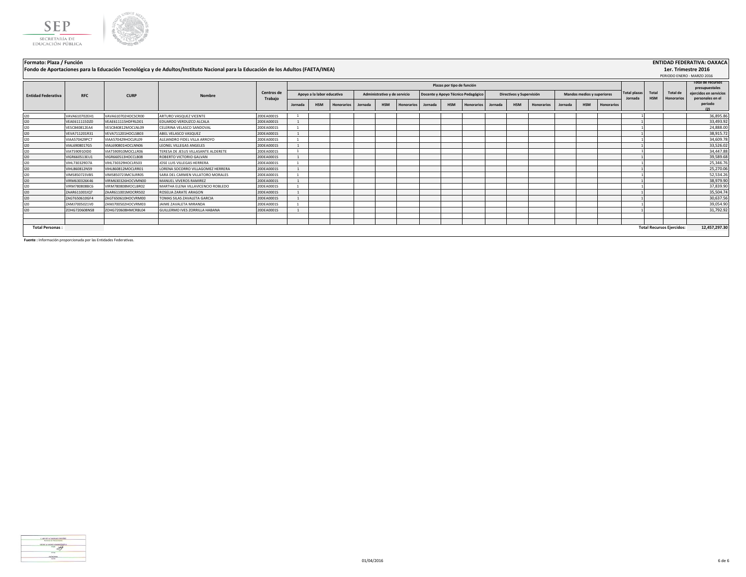**Formato: Plaza / Función**

**Fondo de Aportaciones para la Educación Tecnológica y de Adultos/Instituto Nacional para la Educación de los Adultos (FAETA/INEA)**

**ENTIDAD FEDERATIVA: OAXACA**

**1er. Trimestre 2016**

PERIODO ENERO - MARZO 2016

| Entidad Federativa | RFC | CURP | Nombre | Centros de Trabajo | Plazas por tipo de función | | | | | | | | | | | | | | | Total plazas Jornada | Total HSM | Total de Honorarios | Total de recursos presupuestales ejercidos en servicios personales en el periodo (2) |
|---|---|---|---|---|---|---|---|---|---|---|---|---|---|---|---|---|---|---|---|---|---|---|---|
| | | | | | Apoyo a la labor educativa | | | Administrativo y de servicio | | | Docente y Apoyo Técnico Pedagógico | | | Directivos y Supervisión | | | Mandos medios y superiores | | | | | | |
| | | | | | Jornada | HSM | Honorarios | Jornada | HSM | Honorarios | Jornada | HSM | Honorarios | Jornada | HSM | Honorarios | Jornada | HSM | Honorarios | | | | |
| I20 | VAVA610702EH1 | VAVA610702HOCSCR00 | ARTURO VASQUEZ VICENTE | 20DEA0001S | 1 | | | | | | | | | | | | | | | 1 | | | 36,895.86 |
| I20 | VEAE611115DZ0 | VEAE611115HDFRLD01 | EDUARDO VERDUZCO ALCALA | 20DEA0001S | 1 | | | | | | | | | | | | | | | 1 | | | 33,493.92 |
| I20 | VESC840812EA4 | VESC840812MOCLNL09 | CELERINA VELASCO SANDOVAL | 20DEA0001S | 1 | | | | | | | | | | | | | | | 1 | | | 24,888.00 |
| I20 | VEVA711201R31 | VEVA711201HOCLSB03 | ABEL VELASCO VASQUEZ | 20DEA0001S | 1 | | | | | | | | | | | | | | | 1 | | | 38,915.72 |
| I20 | VIAA570429PC7 | VIAA570429HOCLRL09 | ALEJANDRO FIDEL VILLA ARROYO | 20DEA0001S | 1 | | | | | | | | | | | | | | | 1 | | | 34,609.78 |
| I20 | VIAL6908017G5 | VIAL690801HOCLNN06 | LEONEL VILLEGAS ANGELES | 20DEA0001S | 1 | | | | | | | | | | | | | | | 1 | | | 33,526.02 |
| I20 | VIAT590910ID0 | VIAT590910MOCLLR06 | TERESA DE JESUS VILLASANTE ALDERETE | 20DEA0001S | 1 | | | | | | | | | | | | | | | 1 | | | 34,447.88 |
| I20 | VIGR660513EU1 | VIGR660513HOCCLB08 | ROBERTO VICTORIO GALVAN | 20DEA0001S | 1 | | | | | | | | | | | | | | | 1 | | | 39,589.68 |
| I20 | VIHL730329D7A | VIHL730329HOCLRS03 | JOSE LUIS VILLEGAS HERRERA | 20DEA0001S | 1 | | | | | | | | | | | | | | | 1 | | | 25,346.76 |
| I20 | VIHL860812N59 | VIHL860812MOCLRR01 | LORENA SOCORRO VILLAGOMEZ HERRERA | 20DEA0001S | 1 | | | | | | | | | | | | | | | 1 | | | 25,270.06 |
| I20 | VIMS850723VB5 | VIMS850723MCSLRR05 | SARA DEL CARMEN VILLATORO MORALES | 20DEA0001S | 1 | | | | | | | | | | | | | | | 1 | | | 52,534.26 |
| I20 | VIRM630326K46 | VIRM630326HOCVMN00 | MANUEL VIVEROS RAMIREZ | 20DEA0001S | 1 | | | | | | | | | | | | | | | 1 | | | 38,979.90 |
| I20 | VIRM780808BC6 | VIRM780808MOCLBR02 | MARTHA ELENA VILLAVICENCIO ROBLEDO | 20DEA0001S | 1 | | | | | | | | | | | | | | | 1 | | | 37,839.90 |
| I20 | ZAAR611001IQ7 | ZAAR611001MOCRRS02 | ROSELIA ZARATE ARAGON | 20DEA0001S | 1 | | | | | | | | | | | | | | | 1 | | | 35,504.74 |
| I20 | ZAGT650610GF4 | ZAGT650610HOCVRM00 | TOMAS SILAS ZAVALETA GARCIA | 20DEA0001S | 1 | | | | | | | | | | | | | | | 1 | | | 30,637.56 |
| I20 | ZAMJ7005021V0 | ZAMJ700502HOCVRM03 | JAIME ZAVALETA MIRANDA | 20DEA0001S | 1 | | | | | | | | | | | | | | | 1 | | | 39,054.90 |
| I20 | ZOHG720608NS8 | ZOHG720608HMCRBL04 | GUILLERMO IVES ZORRILLA HABANA | 20DEA0001S | 1 | | | | | | | | | | | | | | | 1 | | | 31,792.92 |
| **Total Personas :** | | | | | | | | | | | | | | | | | | | | **Total Recursos Ejercidos:** | | | **12,457,297.30** |

**Fuente :** Información proporcionada por las Entidades Federativas.

01/04/2016